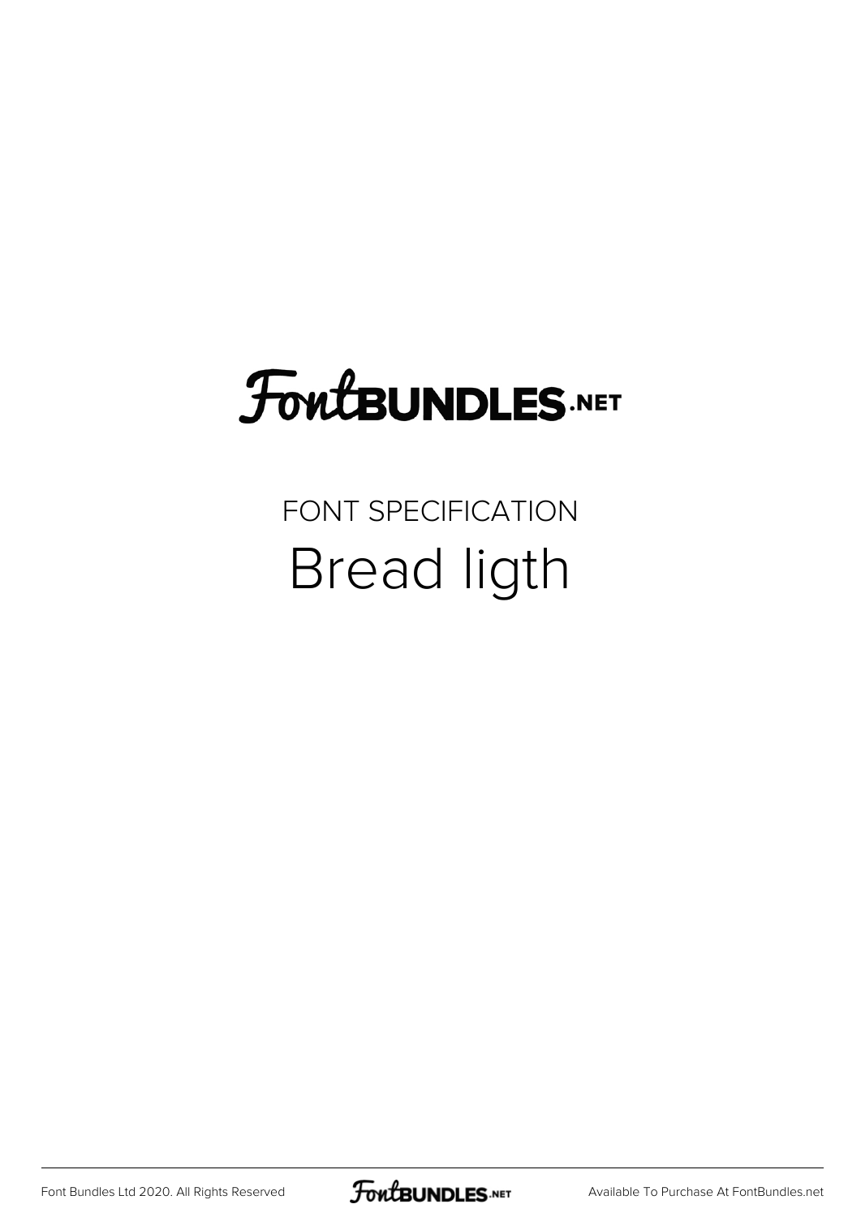FontBUNDLES.NET

FONT SPECIFICATION

# Bread ligth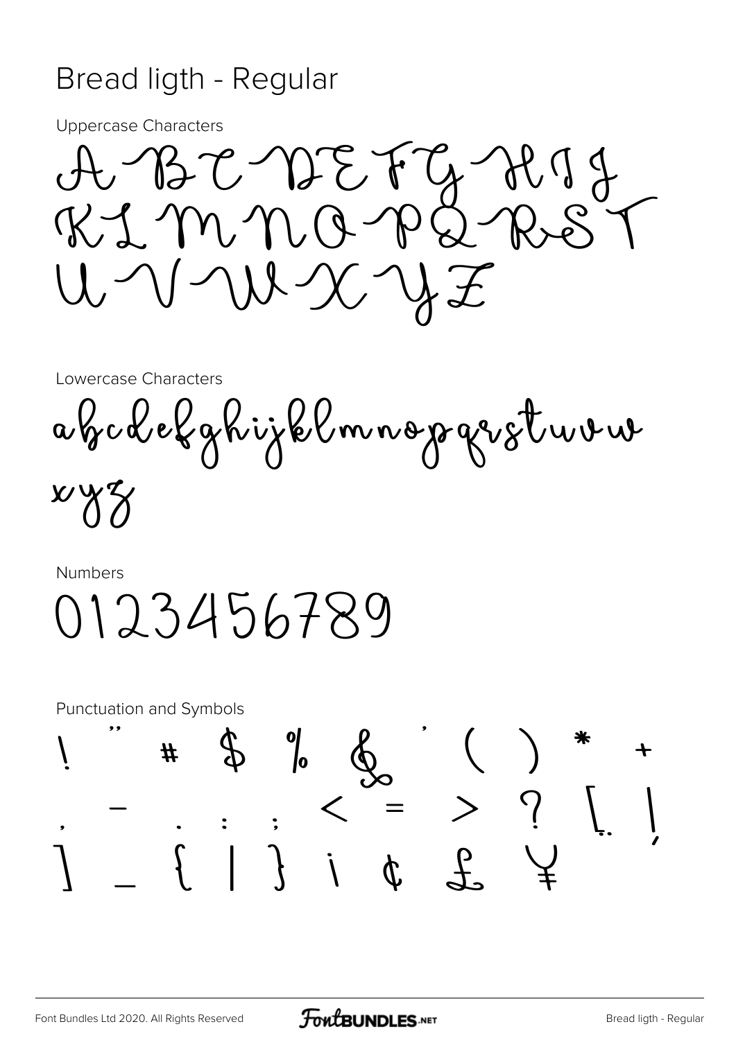# Bread ligth - Regular

Uppercase Characters

A B C D E F G H I J K L M N O P Q R S T U V W X Y Z

Lowercase Characters

a b c d e f g h i j k l m n o p q r s t u v w x y z

Numbers

0 1 2 3 4 5 6 7 8 9

Punctuation and Symbols

! " # $ % & ' ( ) * + , - . : ; < = > ? [ \ ] _ { | } ¡ ¢ £ ¥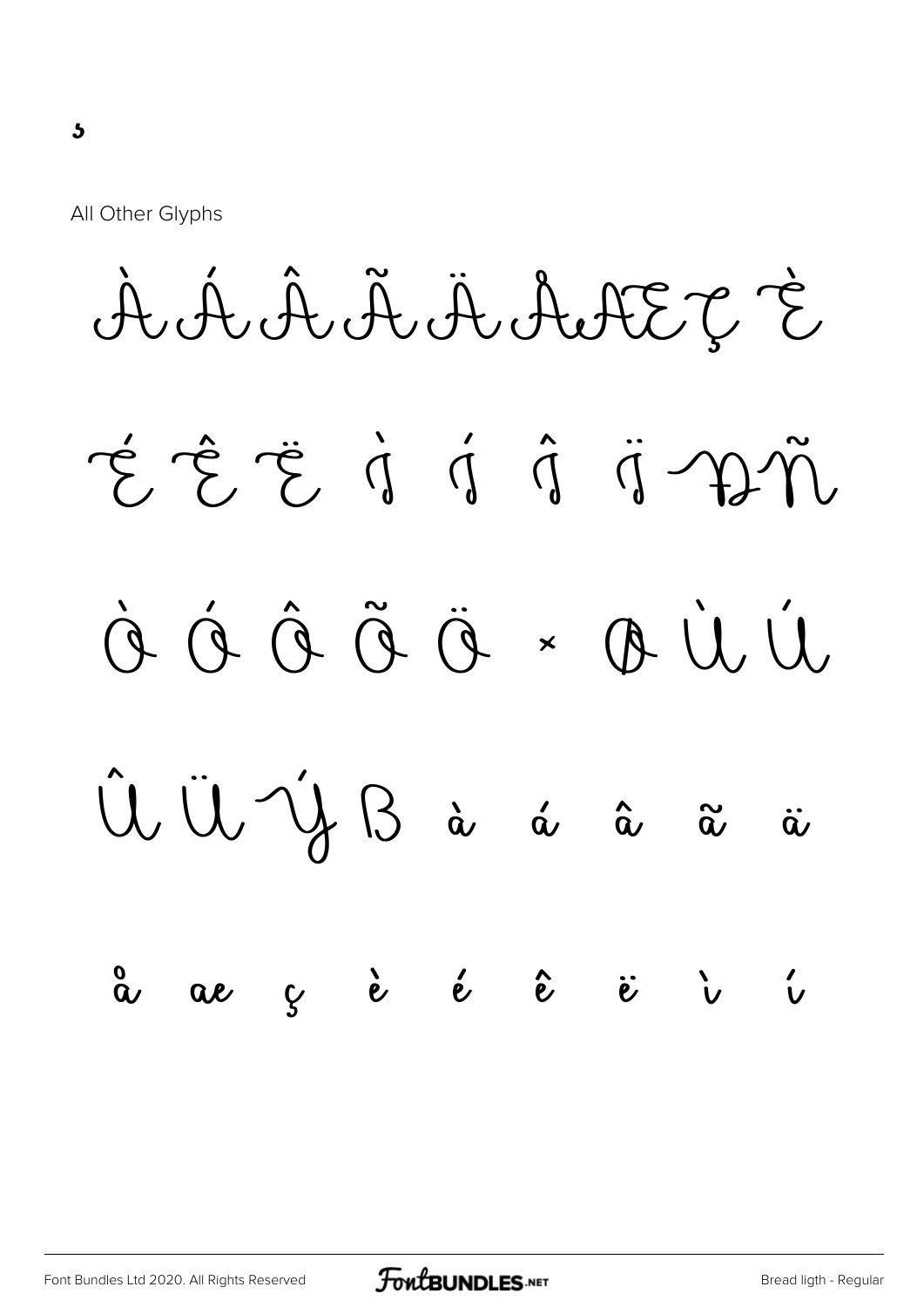¸

All Other Glyphs

À Á Â Ã Ä Å Æ Ç È

É Ê Ë Ì Í Î Ï Ð Ñ

Ò Ó Ô Õ Ö × Ø Ù Ú

Û Ü Ý ß à á â ã ä

å æ ç è é ê ë ì í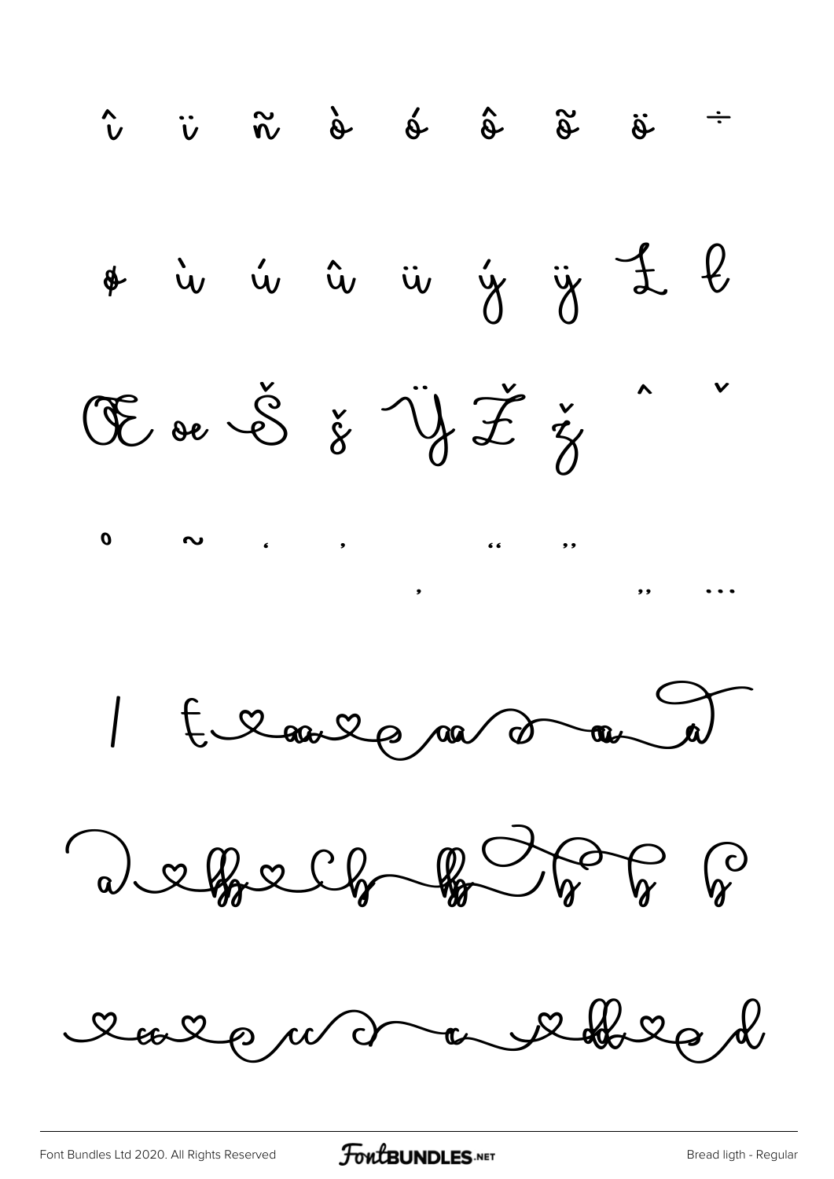î ï ñ ò ó ô õ ö ÷

ø ù ú û ü ý ÿ Ł ł

Œ œ Š š Ÿ Ž ž ˆ ˇ

˚ ˜ ' ' ‚ " " „ …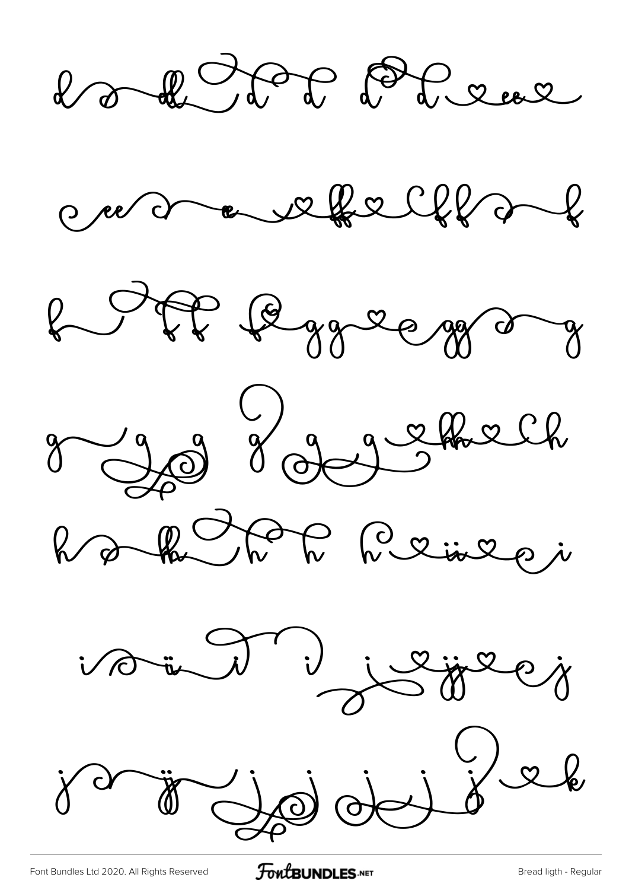d d dd d d d d e ee e

e ee e e ff f ff f

f ff f g gg g gg g g

g g g g g g hh h

h h hh h h h h ii i i

i ii i i j jj j j

j jj j j j j j k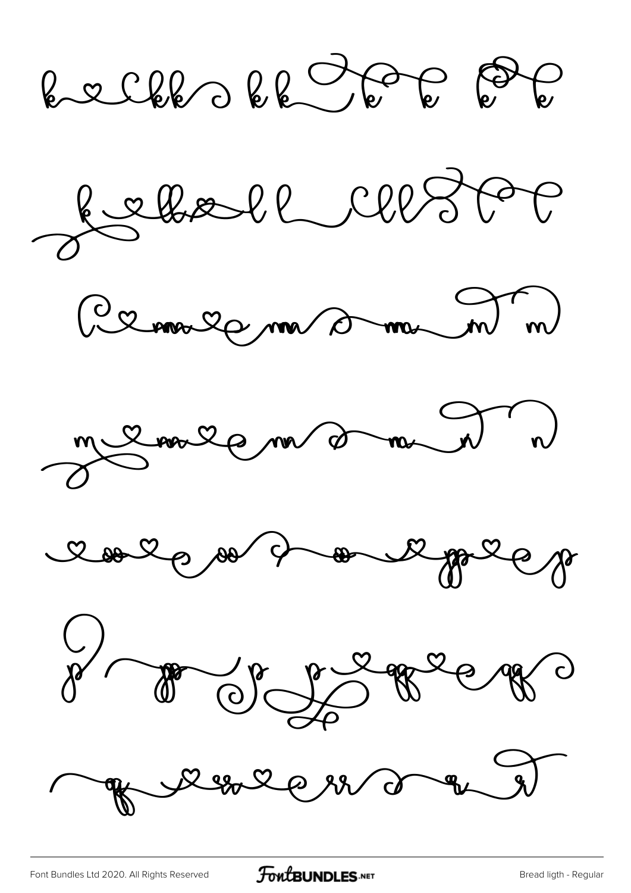k~♡Ckk~kk~k k k k

k♡kk~ll Cll ll l

C♡m~♡m~m~m~m m

m♡m~♡m~m~m~m n

♡oo♡o~oo~o~oo♡pp♡p

p~pp~p p♡qq♡qq

qq♡rr♡rr~r~r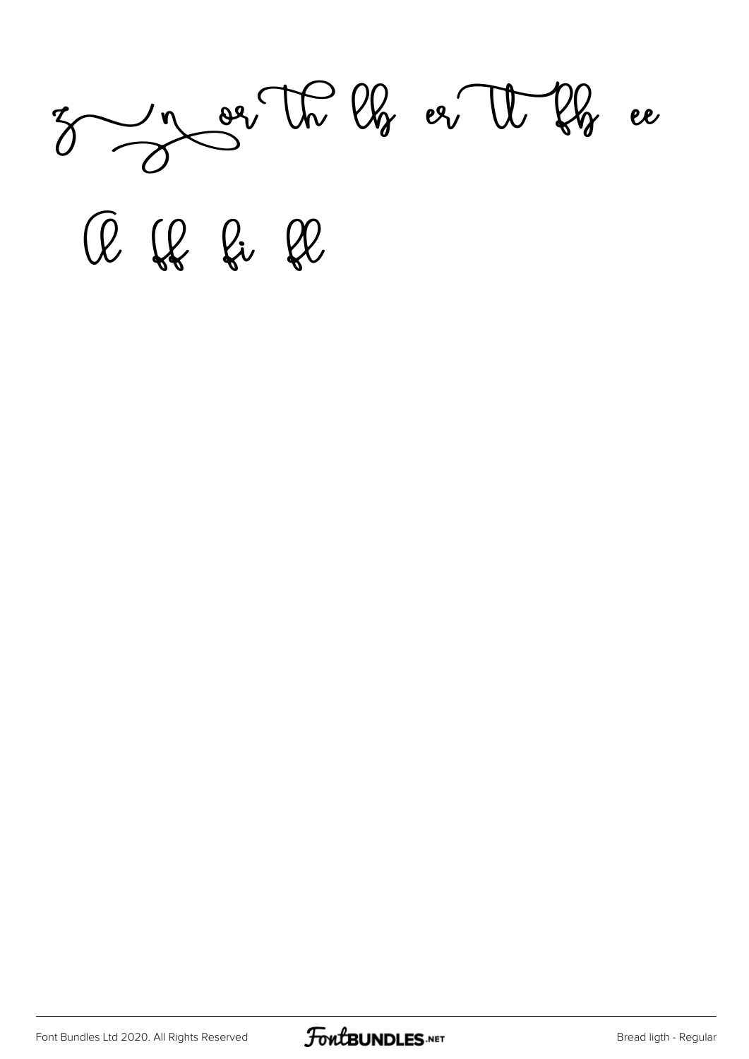z n or Th lb er Tt fb ee

ll ff fi fl